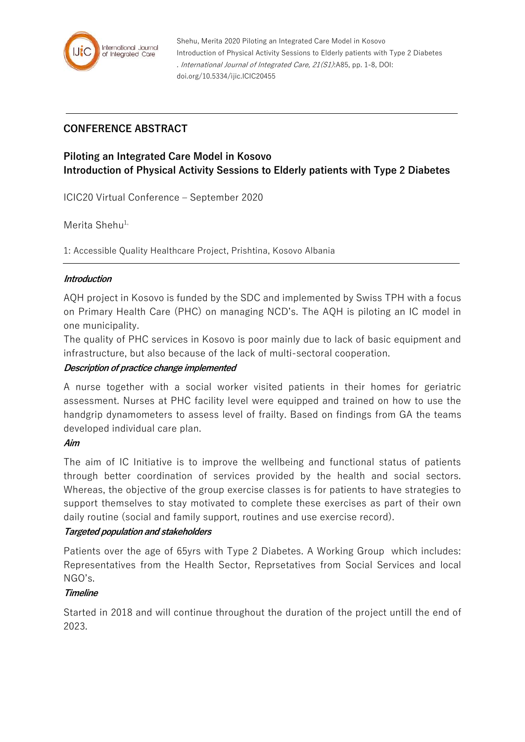Shehu, Merita 2020 Piloting an Integrated Care Model in Kosovo Introduction of Physical Activity Sessions to Elderly patients with Type 2 Diabetes . *International Journal of Integrated Care, 21(S1)*:A85, pp. 1-8, DOI: doi.org/10.5334/ijic.ICIC20455

## CONFERENCE ABSTRACT

# Piloting an Integrated Care Model in Kosovo
# Introduction of Physical Activity Sessions to Elderly patients with Type 2 Diabetes

ICIC20 Virtual Conference – September 2020

Merita Shehu[1,]

1: Accessible Quality Healthcare Project, Prishtina, Kosovo Albania

### *Introduction*

AQH project in Kosovo is funded by the SDC and implemented by Swiss TPH with a focus on Primary Health Care (PHC) on managing NCD's. The AQH is piloting an IC model in one municipality.

The quality of PHC services in Kosovo is poor mainly due to lack of basic equipment and infrastructure, but also because of the lack of multi-sectoral cooperation.

### *Description of practice change implemented*

A nurse together with a social worker visited patients in their homes for geriatric assessment. Nurses at PHC facility level were equipped and trained on how to use the handgrip dynamometers to assess level of frailty. Based on findings from GA the teams developed individual care plan.

### *Aim*

The aim of IC Initiative is to improve the wellbeing and functional status of patients through better coordination of services provided by the health and social sectors. Whereas, the objective of the group exercise classes is for patients to have strategies to support themselves to stay motivated to complete these exercises as part of their own daily routine (social and family support, routines and use exercise record).

### *Targeted population and stakeholders*

Patients over the age of 65yrs with Type 2 Diabetes. A Working Group which includes: Representatives from the Health Sector, Reprsetatives from Social Services and local NGO's.

### *Timeline*

Started in 2018 and will continue throughout the duration of the project untill the end of 2023.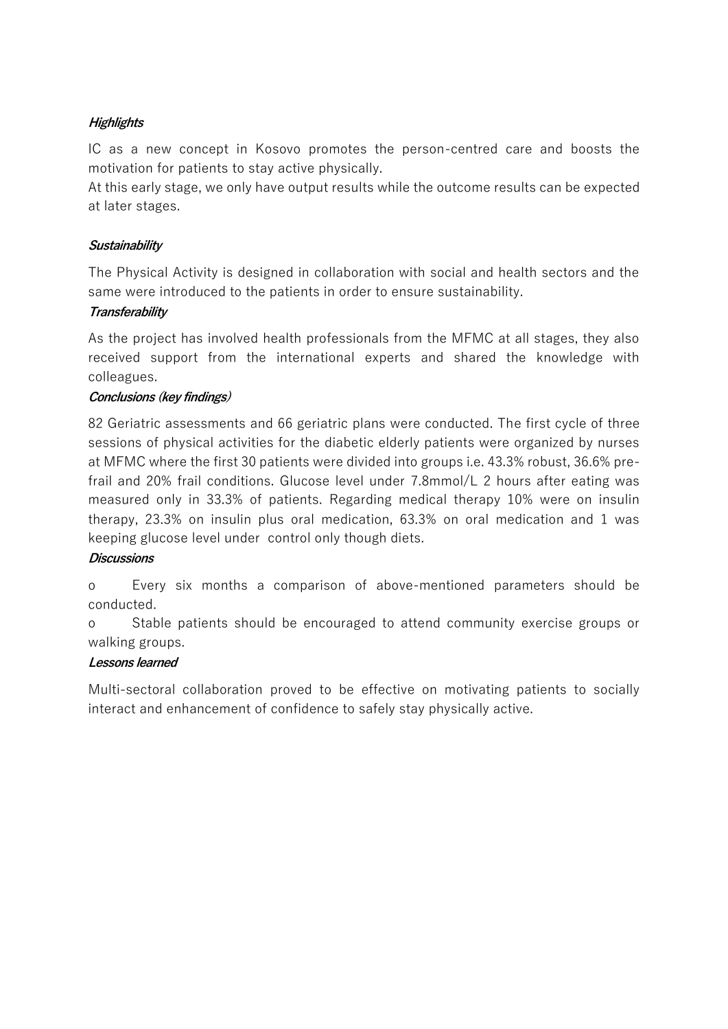***Highlights***

IC as a new concept in Kosovo promotes the person-centred care and boosts the motivation for patients to stay active physically.
At this early stage, we only have output results while the outcome results can be expected at later stages.

***Sustainability***

The Physical Activity is designed in collaboration with social and health sectors and the same were introduced to the patients in order to ensure sustainability.

***Transferability***

As the project has involved health professionals from the MFMC at all stages, they also received support from the international experts and shared the knowledge with colleagues.

***Conclusions (key findings)***

82 Geriatric assessments and 66 geriatric plans were conducted. The first cycle of three sessions of physical activities for the diabetic elderly patients were organized by nurses at MFMC where the first 30 patients were divided into groups i.e. 43.3% robust, 36.6% pre-frail and 20% frail conditions. Glucose level under 7.8mmol/L 2 hours after eating was measured only in 33.3% of patients. Regarding medical therapy 10% were on insulin therapy, 23.3% on insulin plus oral medication, 63.3% on oral medication and 1 was keeping glucose level under control only though diets.

***Discussions***

o Every six months a comparison of above-mentioned parameters should be conducted.

o Stable patients should be encouraged to attend community exercise groups or walking groups.

***Lessons learned***

Multi-sectoral collaboration proved to be effective on motivating patients to socially interact and enhancement of confidence to safely stay physically active.